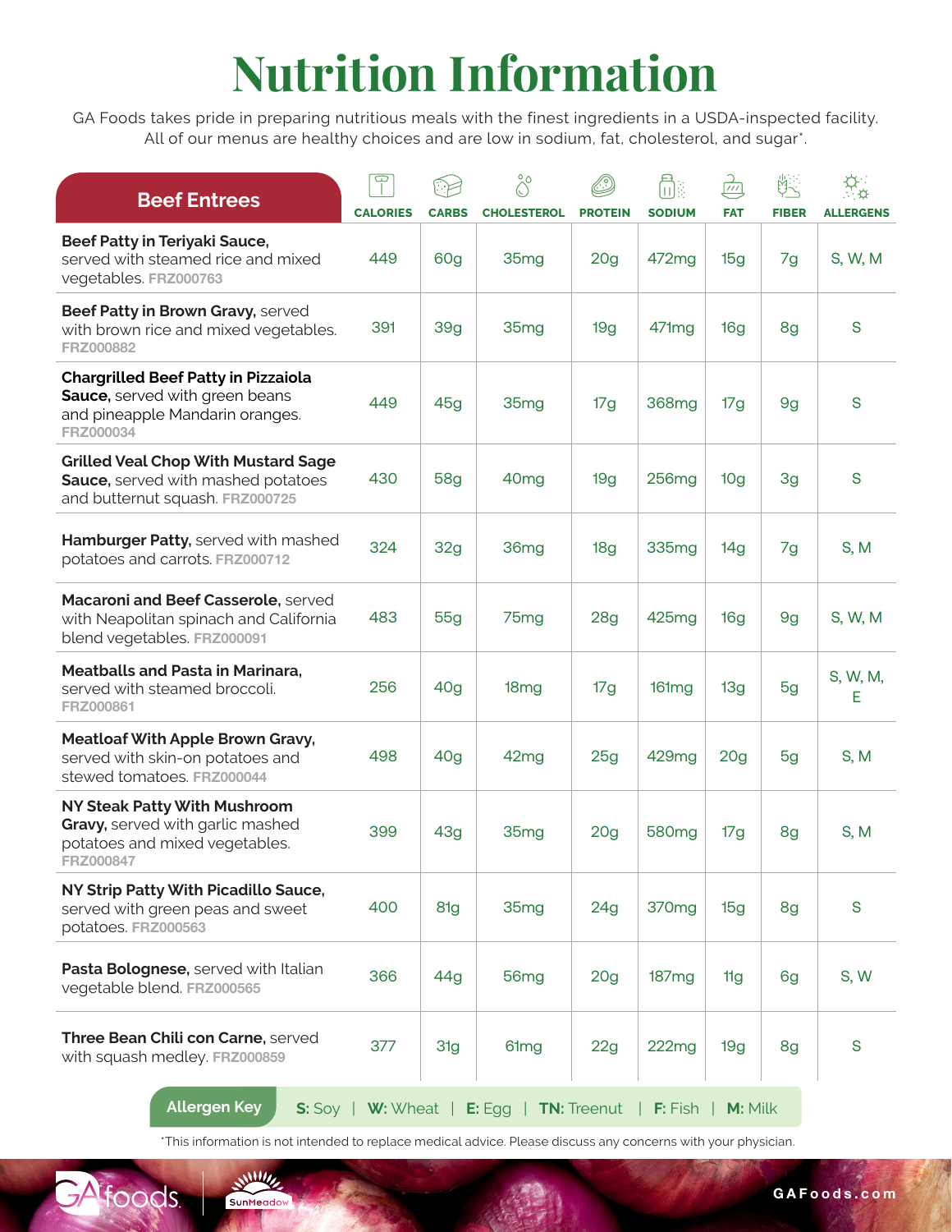# Nutrition Information

GA Foods takes pride in preparing nutritious meals with the finest ingredients in a USDA-inspected facility. All of our menus are healthy choices and are low in sodium, fat, cholesterol, and sugar*.

| Beef Entrees | CALORIES | CARBS | CHOLESTEROL | PROTEIN | SODIUM | FAT | FIBER | ALLERGENS |
|---|---|---|---|---|---|---|---|---|
| **Beef Patty in Teriyaki Sauce,** served with steamed rice and mixed vegetables. FRZ000763 | 449 | 60g | 35mg | 20g | 472mg | 15g | 7g | S, W, M |
| **Beef Patty in Brown Gravy,** served with brown rice and mixed vegetables. FRZ000882 | 391 | 39g | 35mg | 19g | 471mg | 16g | 8g | S |
| **Chargrilled Beef Patty in Pizzaiola Sauce,** served with green beans and pineapple Mandarin oranges. FRZ000034 | 449 | 45g | 35mg | 17g | 368mg | 17g | 9g | S |
| **Grilled Veal Chop With Mustard Sage Sauce,** served with mashed potatoes and butternut squash. FRZ000725 | 430 | 58g | 40mg | 19g | 256mg | 10g | 3g | S |
| **Hamburger Patty,** served with mashed potatoes and carrots. FRZ000712 | 324 | 32g | 36mg | 18g | 335mg | 14g | 7g | S, M |
| **Macaroni and Beef Casserole,** served with Neapolitan spinach and California blend vegetables. FRZ000091 | 483 | 55g | 75mg | 28g | 425mg | 16g | 9g | S, W, M |
| **Meatballs and Pasta in Marinara,** served with steamed broccoli. FRZ000861 | 256 | 40g | 18mg | 17g | 161mg | 13g | 5g | S, W, M, E |
| **Meatloaf With Apple Brown Gravy,** served with skin-on potatoes and stewed tomatoes. FRZ000044 | 498 | 40g | 42mg | 25g | 429mg | 20g | 5g | S, M |
| **NY Steak Patty With Mushroom Gravy,** served with garlic mashed potatoes and mixed vegetables. FRZ000847 | 399 | 43g | 35mg | 20g | 580mg | 17g | 8g | S, M |
| **NY Strip Patty With Picadillo Sauce,** served with green peas and sweet potatoes. FRZ000563 | 400 | 81g | 35mg | 24g | 370mg | 15g | 8g | S |
| **Pasta Bolognese,** served with Italian vegetable blend. FRZ000565 | 366 | 44g | 56mg | 20g | 187mg | 11g | 6g | S, W |
| **Three Bean Chili con Carne,** served with squash medley. FRZ000859 | 377 | 31g | 61mg | 22g | 222mg | 19g | 8g | S |

**Allergen Key** **S:** Soy | **W:** Wheat | **E:** Egg | **TN:** Treenut | **F:** Fish | **M:** Milk

*This information is not intended to replace medical advice. Please discuss any concerns with your physician.

GAFoods.com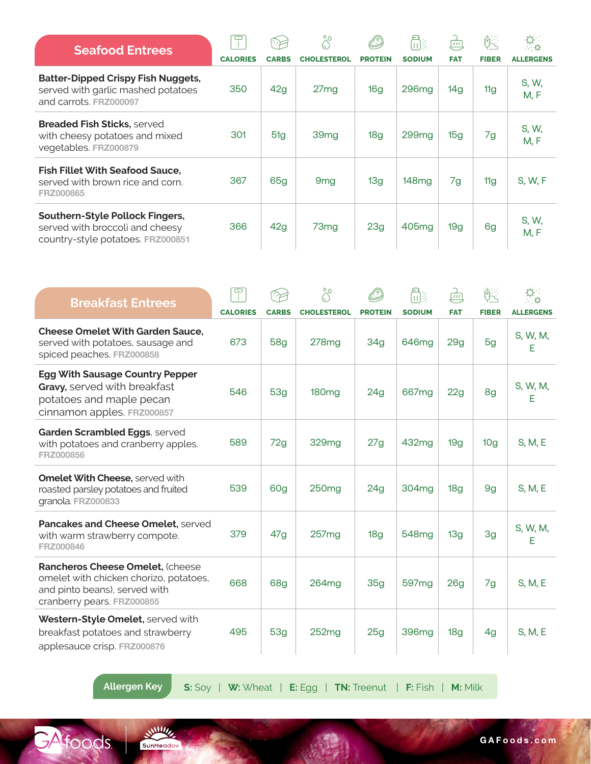| Seafood Entrees | CALORIES | CARBS | CHOLESTEROL | PROTEIN | SODIUM | FAT | FIBER | ALLERGENS |
|---|---|---|---|---|---|---|---|---|
| **Batter-Dipped Crispy Fish Nuggets,** served with garlic mashed potatoes and carrots. FRZ000097 | 350 | 42g | 27mg | 16g | 296mg | 14g | 11g | S, W, M, F |
| **Breaded Fish Sticks,** served with cheesy potatoes and mixed vegetables. FRZ000879 | 301 | 51g | 39mg | 18g | 299mg | 15g | 7g | S, W, M, F |
| **Fish Fillet With Seafood Sauce,** served with brown rice and corn. FRZ000865 | 367 | 65g | 9mg | 13g | 148mg | 7g | 11g | S, W, F |
| **Southern-Style Pollock Fingers,** served with broccoli and cheesy country-style potatoes. FRZ000851 | 366 | 42g | 73mg | 23g | 405mg | 19g | 6g | S, W, M, F |

| Breakfast Entrees | CALORIES | CARBS | CHOLESTEROL | PROTEIN | SODIUM | FAT | FIBER | ALLERGENS |
|---|---|---|---|---|---|---|---|---|
| **Cheese Omelet With Garden Sauce,** served with potatoes, sausage and spiced peaches. FRZ000858 | 673 | 58g | 278mg | 34g | 646mg | 29g | 5g | S, W, M, E |
| **Egg With Sausage Country Pepper Gravy,** served with breakfast potatoes and maple pecan cinnamon apples. FRZ000857 | 546 | 53g | 180mg | 24g | 667mg | 22g | 8g | S, W, M, E |
| **Garden Scrambled Eggs**, served with potatoes and cranberry apples. FRZ000856 | 589 | 72g | 329mg | 27g | 432mg | 19g | 10g | S, M, E |
| **Omelet With Cheese,** served with roasted parsley potatoes and fruited granola. FRZ000833 | 539 | 60g | 250mg | 24g | 304mg | 18g | 9g | S, M, E |
| **Pancakes and Cheese Omelet,** served with warm strawberry compote. FRZ000846 | 379 | 47g | 257mg | 18g | 548mg | 13g | 3g | S, W, M, E |
| **Rancheros Cheese Omelet,** (cheese omelet with chicken chorizo, potatoes, and pinto beans), served with cranberry pears. FRZ000855 | 668 | 68g | 264mg | 35g | 597mg | 26g | 7g | S, M, E |
| **Western-Style Omelet,** served with breakfast potatoes and strawberry applesauce crisp. FRZ000876 | 495 | 53g | 252mg | 25g | 396mg | 18g | 4g | S, M, E |

**Allergen Key** **S:** Soy | **W:** Wheat | **E:** Egg | **TN:** Treenut | **F:** Fish | **M:** Milk

GAfoods | SunMeadow

GAFoods.com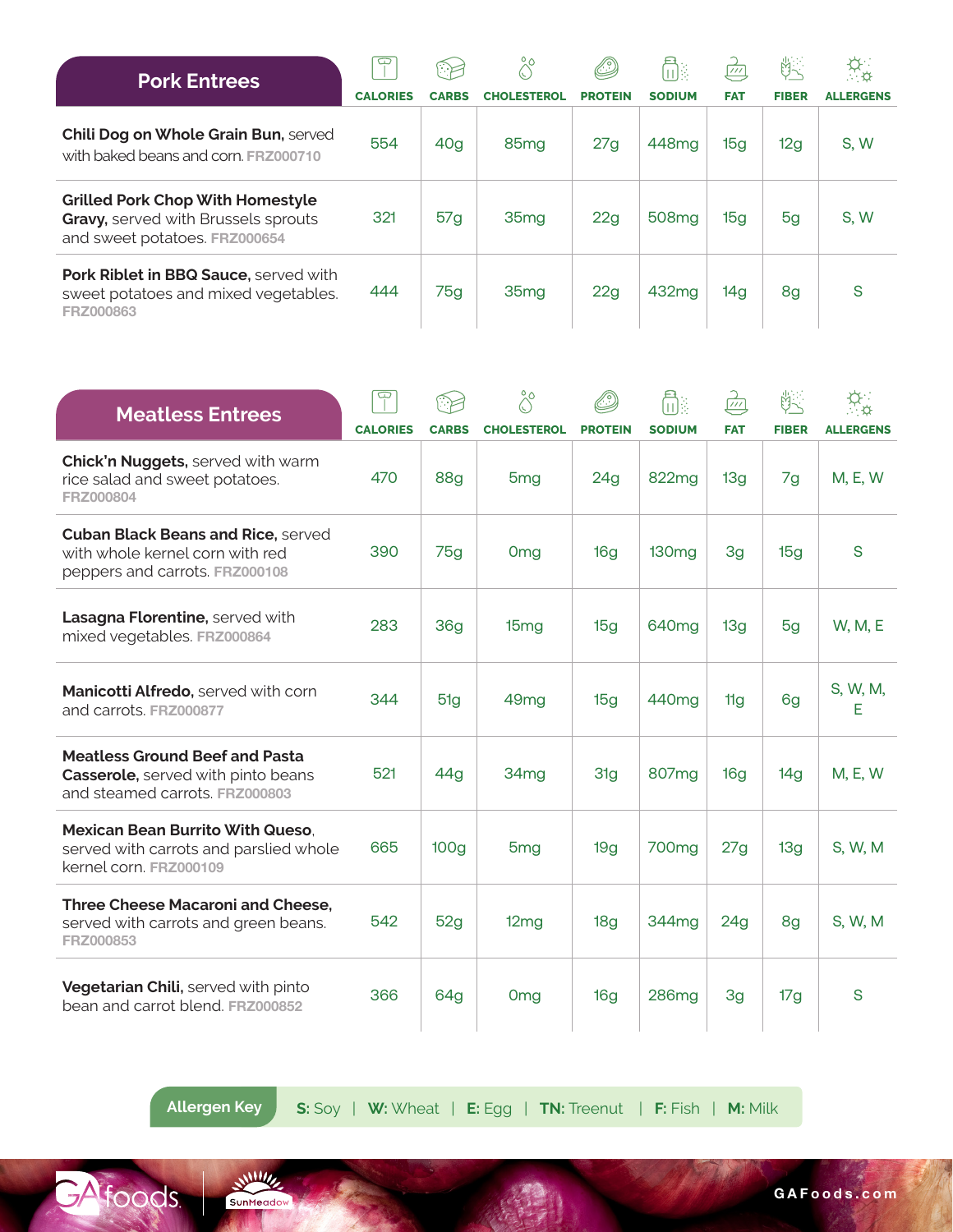| Pork Entrees | CALORIES | CARBS | CHOLESTEROL | PROTEIN | SODIUM | FAT | FIBER | ALLERGENS |
|---|---|---|---|---|---|---|---|---|
| **Chili Dog on Whole Grain Bun,** served with baked beans and corn. FRZ000710 | 554 | 40g | 85mg | 27g | 448mg | 15g | 12g | S, W |
| **Grilled Pork Chop With Homestyle Gravy,** served with Brussels sprouts and sweet potatoes. FRZ000654 | 321 | 57g | 35mg | 22g | 508mg | 15g | 5g | S, W |
| **Pork Riblet in BBQ Sauce,** served with sweet potatoes and mixed vegetables. FRZ000863 | 444 | 75g | 35mg | 22g | 432mg | 14g | 8g | S |

| Meatless Entrees | CALORIES | CARBS | CHOLESTEROL | PROTEIN | SODIUM | FAT | FIBER | ALLERGENS |
|---|---|---|---|---|---|---|---|---|
| **Chick'n Nuggets,** served with warm rice salad and sweet potatoes. FRZ000804 | 470 | 88g | 5mg | 24g | 822mg | 13g | 7g | M, E, W |
| **Cuban Black Beans and Rice,** served with whole kernel corn with red peppers and carrots. FRZ000108 | 390 | 75g | 0mg | 16g | 130mg | 3g | 15g | S |
| **Lasagna Florentine,** served with mixed vegetables. FRZ000864 | 283 | 36g | 15mg | 15g | 640mg | 13g | 5g | W, M, E |
| **Manicotti Alfredo,** served with corn and carrots. FRZ000877 | 344 | 51g | 49mg | 15g | 440mg | 11g | 6g | S, W, M, E |
| **Meatless Ground Beef and Pasta Casserole,** served with pinto beans and steamed carrots. FRZ000803 | 521 | 44g | 34mg | 31g | 807mg | 16g | 14g | M, E, W |
| **Mexican Bean Burrito With Queso,** served with carrots and parslied whole kernel corn. FRZ000109 | 665 | 100g | 5mg | 19g | 700mg | 27g | 13g | S, W, M |
| **Three Cheese Macaroni and Cheese,** served with carrots and green beans. FRZ000853 | 542 | 52g | 12mg | 18g | 344mg | 24g | 8g | S, W, M |
| **Vegetarian Chili,** served with pinto bean and carrot blend. FRZ000852 | 366 | 64g | 0mg | 16g | 286mg | 3g | 17g | S |

**Allergen Key** **S:** Soy | **W:** Wheat | **E:** Egg | **TN:** Treenut | **F:** Fish | **M:** Milk

GAFoods.com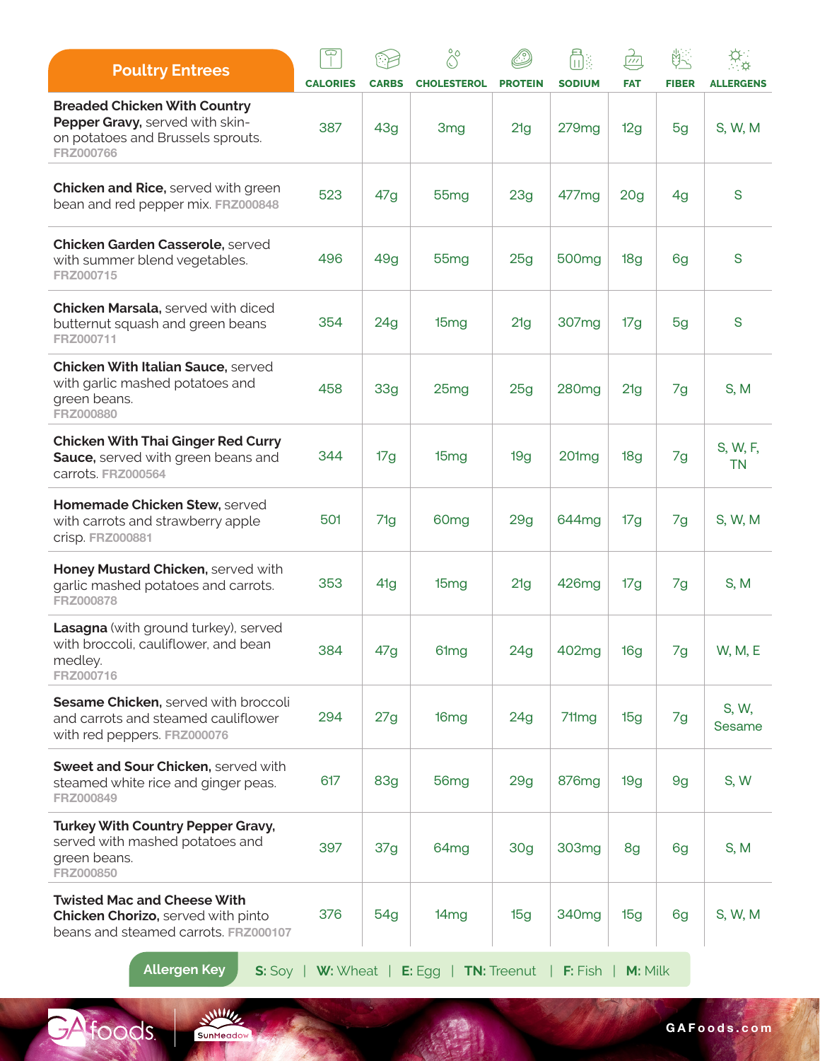| Poultry Entrees | CALORIES | CARBS | CHOLESTEROL | PROTEIN | SODIUM | FAT | FIBER | ALLERGENS |
|---|---|---|---|---|---|---|---|---|
| **Breaded Chicken With Country Pepper Gravy,** served with skin-on potatoes and Brussels sprouts. FRZ000766 | 387 | 43g | 3mg | 21g | 279mg | 12g | 5g | S, W, M |
| **Chicken and Rice,** served with green bean and red pepper mix. FRZ000848 | 523 | 47g | 55mg | 23g | 477mg | 20g | 4g | S |
| **Chicken Garden Casserole,** served with summer blend vegetables. FRZ000715 | 496 | 49g | 55mg | 25g | 500mg | 18g | 6g | S |
| **Chicken Marsala,** served with diced butternut squash and green beans FRZ000711 | 354 | 24g | 15mg | 21g | 307mg | 17g | 5g | S |
| **Chicken With Italian Sauce,** served with garlic mashed potatoes and green beans. FRZ000880 | 458 | 33g | 25mg | 25g | 280mg | 21g | 7g | S, M |
| **Chicken With Thai Ginger Red Curry Sauce,** served with green beans and carrots. FRZ000564 | 344 | 17g | 15mg | 19g | 201mg | 18g | 7g | S, W, F, TN |
| **Homemade Chicken Stew,** served with carrots and strawberry apple crisp. FRZ000881 | 501 | 71g | 60mg | 29g | 644mg | 17g | 7g | S, W, M |
| **Honey Mustard Chicken,** served with garlic mashed potatoes and carrots. FRZ000878 | 353 | 41g | 15mg | 21g | 426mg | 17g | 7g | S, M |
| **Lasagna** (with ground turkey), served with broccoli, cauliflower, and bean medley. FRZ000716 | 384 | 47g | 61mg | 24g | 402mg | 16g | 7g | W, M, E |
| **Sesame Chicken,** served with broccoli and carrots and steamed cauliflower with red peppers. FRZ000076 | 294 | 27g | 16mg | 24g | 711mg | 15g | 7g | S, W, Sesame |
| **Sweet and Sour Chicken,** served with steamed white rice and ginger peas. FRZ000849 | 617 | 83g | 56mg | 29g | 876mg | 19g | 9g | S, W |
| **Turkey With Country Pepper Gravy,** served with mashed potatoes and green beans. FRZ000850 | 397 | 37g | 64mg | 30g | 303mg | 8g | 6g | S, M |
| **Twisted Mac and Cheese With Chicken Chorizo,** served with pinto beans and steamed carrots. FRZ000107 | 376 | 54g | 14mg | 15g | 340mg | 15g | 6g | S, W, M |

**Allergen Key** **S:** Soy | **W:** Wheat | **E:** Egg | **TN:** Treenut | **F:** Fish | **M:** Milk

GAfoods SunMeadow

GAFoods.com